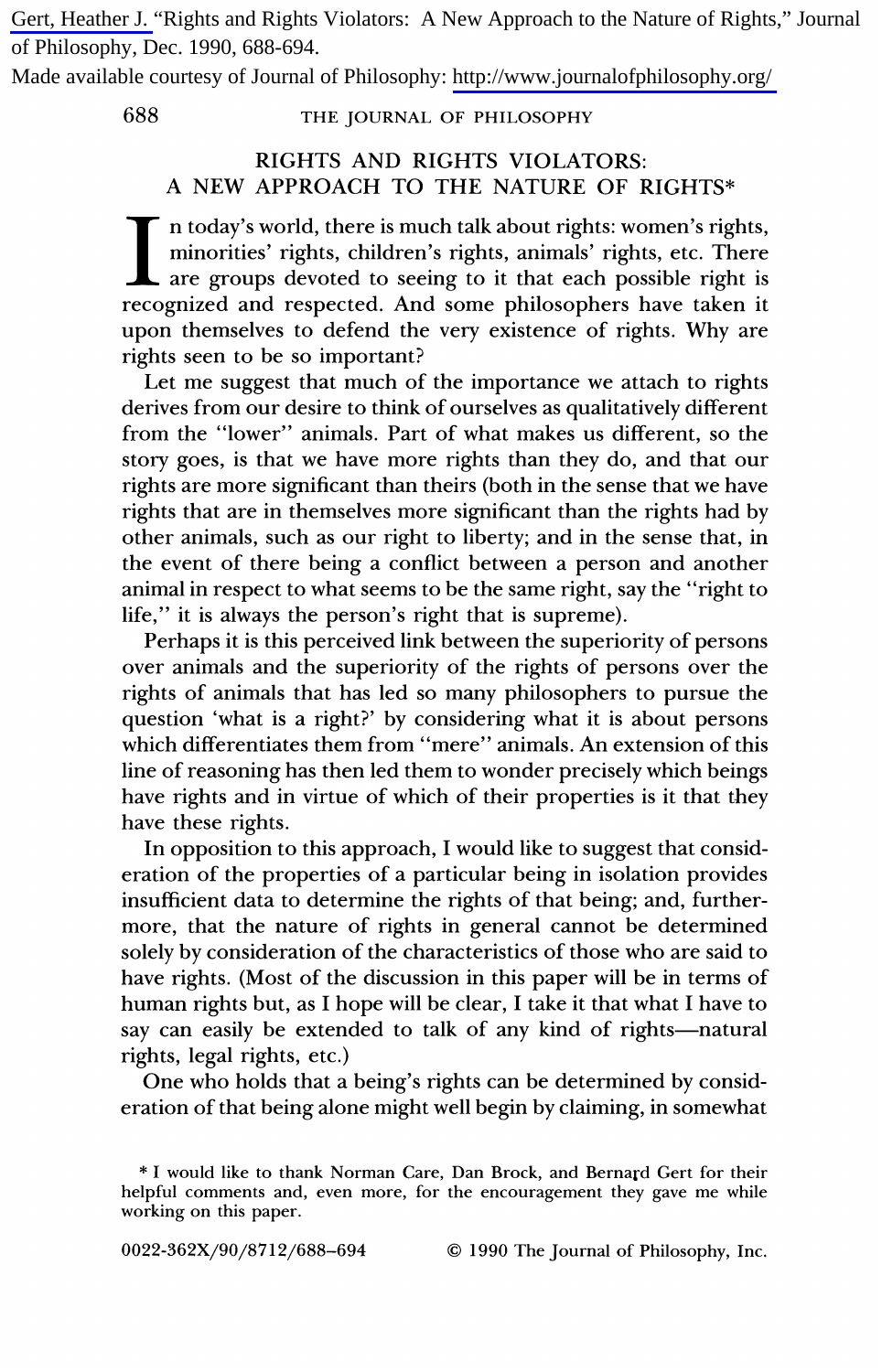Gert, Heather J. "Rights and Rights Violators: A New Approach to the Nature of Rights," Journal of Philosophy, Dec. 1990, 688-694.

Made available courtesy of Journal of Philosophy: http://www.journalofphilosophy.org/

# RIGHTS AND RIGHTS VIOLATORS: A NEW APPROACH TO THE NATURE OF RIGHTS*

In today's world, there is much talk about rights: women's rights, minorities' rights, children's rights, animals' rights, etc. There are groups devoted to seeing to it that each possible right is recognized and respected. And some philosophers have taken it upon themselves to defend the very existence of rights. Why are rights seen to be so important?

Let me suggest that much of the importance we attach to rights derives from our desire to think of ourselves as qualitatively different from the "lower" animals. Part of what makes us different, so the story goes, is that we have more rights than they do, and that our rights are more significant than theirs (both in the sense that we have rights that are in themselves more significant than the rights had by other animals, such as our right to liberty; and in the sense that, in the event of there being a conflict between a person and another animal in respect to what seems to be the same right, say the "right to life," it is always the person's right that is supreme).

Perhaps it is this perceived link between the superiority of persons over animals and the superiority of the rights of persons over the rights of animals that has led so many philosophers to pursue the question 'what is a right?' by considering what it is about persons which differentiates them from "mere" animals. An extension of this line of reasoning has then led them to wonder precisely which beings have rights and in virtue of which of their properties is it that they have these rights.

In opposition to this approach, I would like to suggest that consideration of the properties of a particular being in isolation provides insufficient data to determine the rights of that being; and, furthermore, that the nature of rights in general cannot be determined solely by consideration of the characteristics of those who are said to have rights. (Most of the discussion in this paper will be in terms of human rights but, as I hope will be clear, I take it that what I have to say can easily be extended to talk of any kind of rights—natural rights, legal rights, etc.)

One who holds that a being's rights can be determined by consideration of that being alone might well begin by claiming, in somewhat

\* I would like to thank Norman Care, Dan Brock, and Bernard Gert for their helpful comments and, even more, for the encouragement they gave me while working on this paper.

0022-362X/90/8712/688–694 © 1990 The Journal of Philosophy, Inc.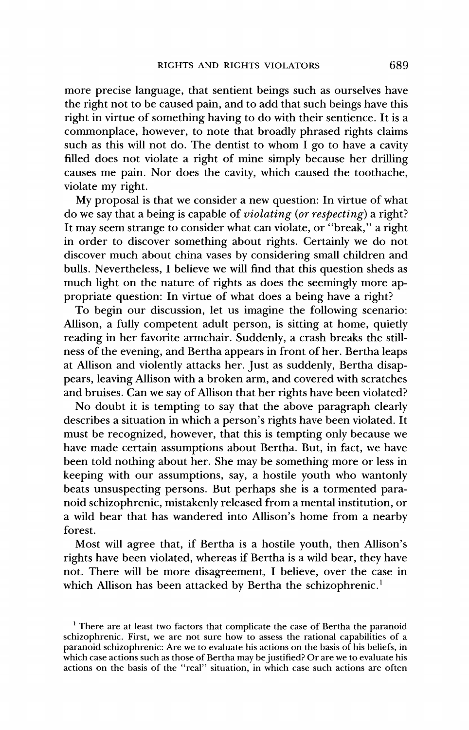more precise language, that sentient beings such as ourselves have the right not to be caused pain, and to add that such beings have this right in virtue of something having to do with their sentience. It is a commonplace, however, to note that broadly phrased rights claims such as this will not do. The dentist to whom I go to have a cavity filled does not violate a right of mine simply because her drilling causes me pain. Nor does the cavity, which caused the toothache, violate my right.

My proposal is that we consider a new question: In virtue of what do we say that a being is capable of *violating (or respecting)* a right? It may seem strange to consider what can violate, or "break," a right in order to discover something about rights. Certainly we do not discover much about china vases by considering small children and bulls. Nevertheless, I believe we will find that this question sheds as much light on the nature of rights as does the seemingly more appropriate question: In virtue of what does a being have a right?

To begin our discussion, let us imagine the following scenario: Allison, a fully competent adult person, is sitting at home, quietly reading in her favorite armchair. Suddenly, a crash breaks the stillness of the evening, and Bertha appears in front of her. Bertha leaps at Allison and violently attacks her. Just as suddenly, Bertha disappears, leaving Allison with a broken arm, and covered with scratches and bruises. Can we say of Allison that her rights have been violated?

No doubt it is tempting to say that the above paragraph clearly describes a situation in which a person's rights have been violated. It must be recognized, however, that this is tempting only because we have made certain assumptions about Bertha. But, in fact, we have been told nothing about her. She may be something more or less in keeping with our assumptions, say, a hostile youth who wantonly beats unsuspecting persons. But perhaps she is a tormented paranoid schizophrenic, mistakenly released from a mental institution, or a wild bear that has wandered into Allison's home from a nearby forest.

Most will agree that, if Bertha is a hostile youth, then Allison's rights have been violated, whereas if Bertha is a wild bear, they have not. There will be more disagreement, I believe, over the case in which Allison has been attacked by Bertha the schizophrenic.[1]

[1] There are at least two factors that complicate the case of Bertha the paranoid schizophrenic. First, we are not sure how to assess the rational capabilities of a paranoid schizophrenic: Are we to evaluate his actions on the basis of his beliefs, in which case actions such as those of Bertha may be justified? Or are we to evaluate his actions on the basis of the "real" situation, in which case such actions are often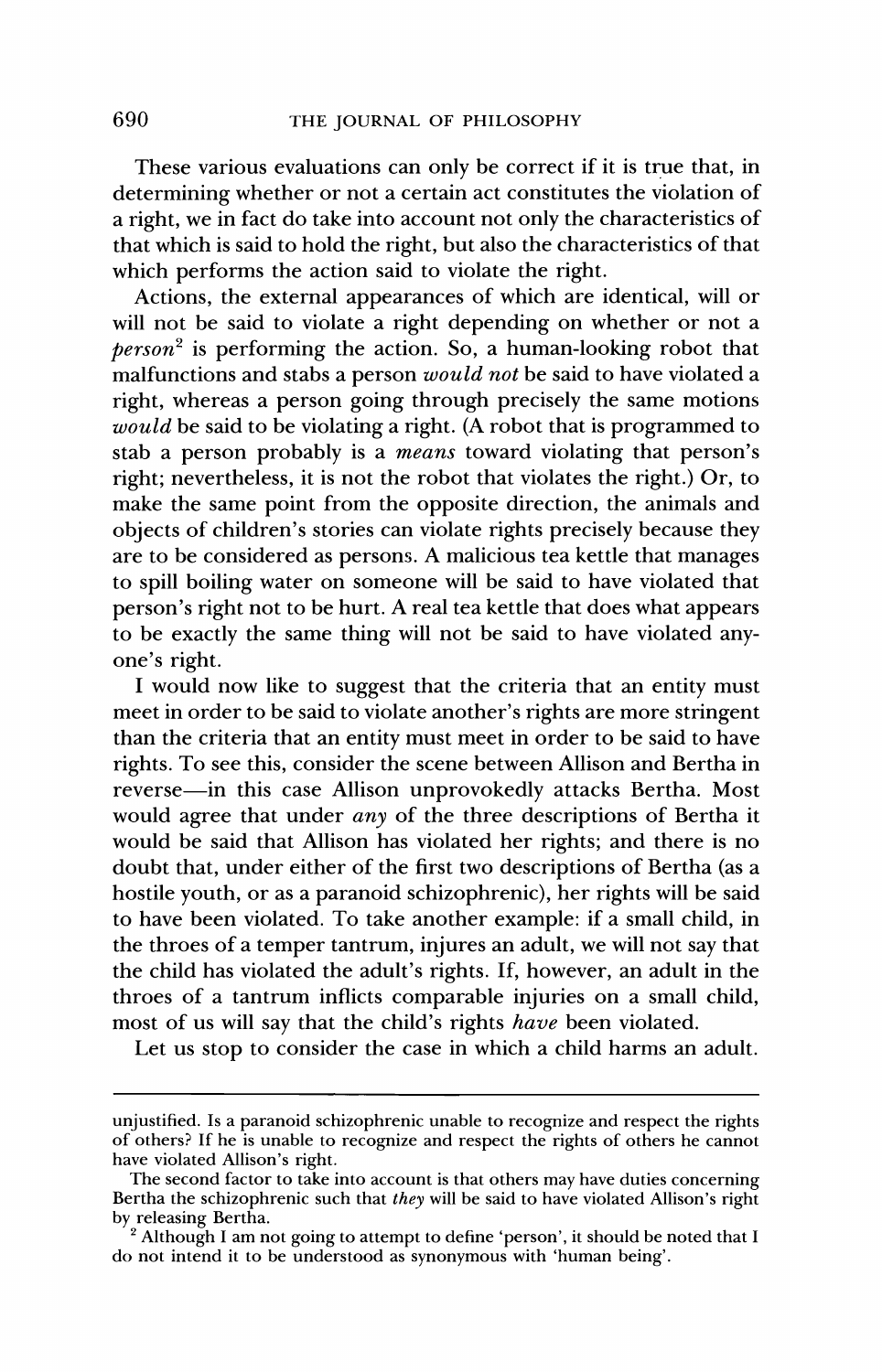These various evaluations can only be correct if it is true that, in determining whether or not a certain act constitutes the violation of a right, we in fact do take into account not only the characteristics of that which is said to hold the right, but also the characteristics of that which performs the action said to violate the right.

Actions, the external appearances of which are identical, will or will not be said to violate a right depending on whether or not a *person*[2] is performing the action. So, a human-looking robot that malfunctions and stabs a person *would not* be said to have violated a right, whereas a person going through precisely the same motions *would* be said to be violating a right. (A robot that is programmed to stab a person probably is a *means* toward violating that person's right; nevertheless, it is not the robot that violates the right.) Or, to make the same point from the opposite direction, the animals and objects of children's stories can violate rights precisely because they are to be considered as persons. A malicious tea kettle that manages to spill boiling water on someone will be said to have violated that person's right not to be hurt. A real tea kettle that does what appears to be exactly the same thing will not be said to have violated anyone's right.

I would now like to suggest that the criteria that an entity must meet in order to be said to violate another's rights are more stringent than the criteria that an entity must meet in order to be said to have rights. To see this, consider the scene between Allison and Bertha in reverse—in this case Allison unprovokedly attacks Bertha. Most would agree that under *any* of the three descriptions of Bertha it would be said that Allison has violated her rights; and there is no doubt that, under either of the first two descriptions of Bertha (as a hostile youth, or as a paranoid schizophrenic), her rights will be said to have been violated. To take another example: if a small child, in the throes of a temper tantrum, injures an adult, we will not say that the child has violated the adult's rights. If, however, an adult in the throes of a tantrum inflicts comparable injuries on a small child, most of us will say that the child's rights *have* been violated.

Let us stop to consider the case in which a child harms an adult.

---

unjustified. Is a paranoid schizophrenic unable to recognize and respect the rights of others? If he is unable to recognize and respect the rights of others he cannot have violated Allison's right.

The second factor to take into account is that others may have duties concerning Bertha the schizophrenic such that *they* will be said to have violated Allison's right by releasing Bertha.

[2] Although I am not going to attempt to define 'person', it should be noted that I do not intend it to be understood as synonymous with 'human being'.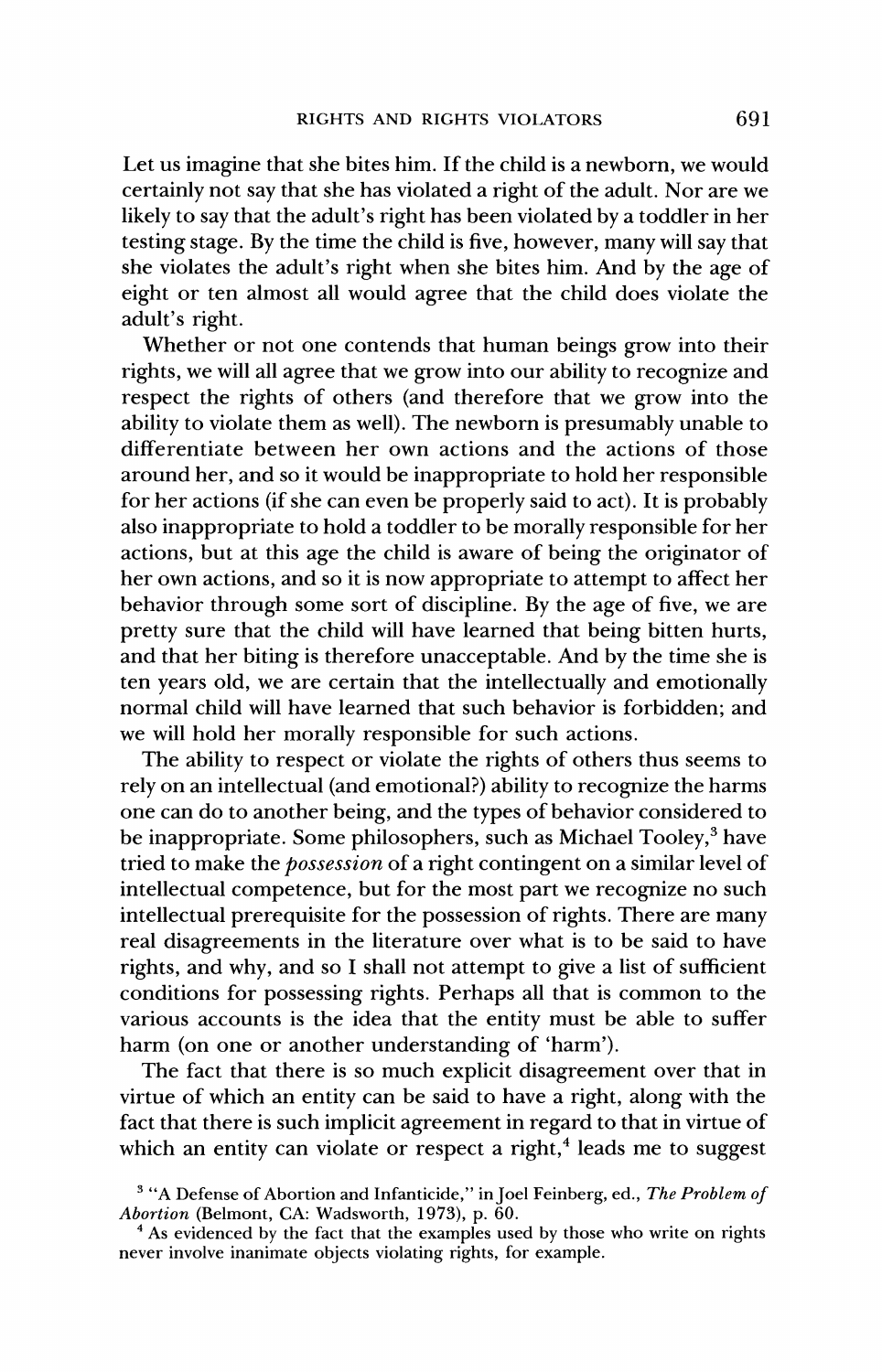Let us imagine that she bites him. If the child is a newborn, we would certainly not say that she has violated a right of the adult. Nor are we likely to say that the adult's right has been violated by a toddler in her testing stage. By the time the child is five, however, many will say that she violates the adult's right when she bites him. And by the age of eight or ten almost all would agree that the child does violate the adult's right.

Whether or not one contends that human beings grow into their rights, we will all agree that we grow into our ability to recognize and respect the rights of others (and therefore that we grow into the ability to violate them as well). The newborn is presumably unable to differentiate between her own actions and the actions of those around her, and so it would be inappropriate to hold her responsible for her actions (if she can even be properly said to act). It is probably also inappropriate to hold a toddler to be morally responsible for her actions, but at this age the child is aware of being the originator of her own actions, and so it is now appropriate to attempt to affect her behavior through some sort of discipline. By the age of five, we are pretty sure that the child will have learned that being bitten hurts, and that her biting is therefore unacceptable. And by the time she is ten years old, we are certain that the intellectually and emotionally normal child will have learned that such behavior is forbidden; and we will hold her morally responsible for such actions.

The ability to respect or violate the rights of others thus seems to rely on an intellectual (and emotional?) ability to recognize the harms one can do to another being, and the types of behavior considered to be inappropriate. Some philosophers, such as Michael Tooley,[3] have tried to make the *possession* of a right contingent on a similar level of intellectual competence, but for the most part we recognize no such intellectual prerequisite for the possession of rights. There are many real disagreements in the literature over what is to be said to have rights, and why, and so I shall not attempt to give a list of sufficient conditions for possessing rights. Perhaps all that is common to the various accounts is the idea that the entity must be able to suffer harm (on one or another understanding of 'harm').

The fact that there is so much explicit disagreement over that in virtue of which an entity can be said to have a right, along with the fact that there is such implicit agreement in regard to that in virtue of which an entity can violate or respect a right,[4] leads me to suggest

[3] "A Defense of Abortion and Infanticide," in Joel Feinberg, ed., *The Problem of Abortion* (Belmont, CA: Wadsworth, 1973), p. 60.

[4] As evidenced by the fact that the examples used by those who write on rights never involve inanimate objects violating rights, for example.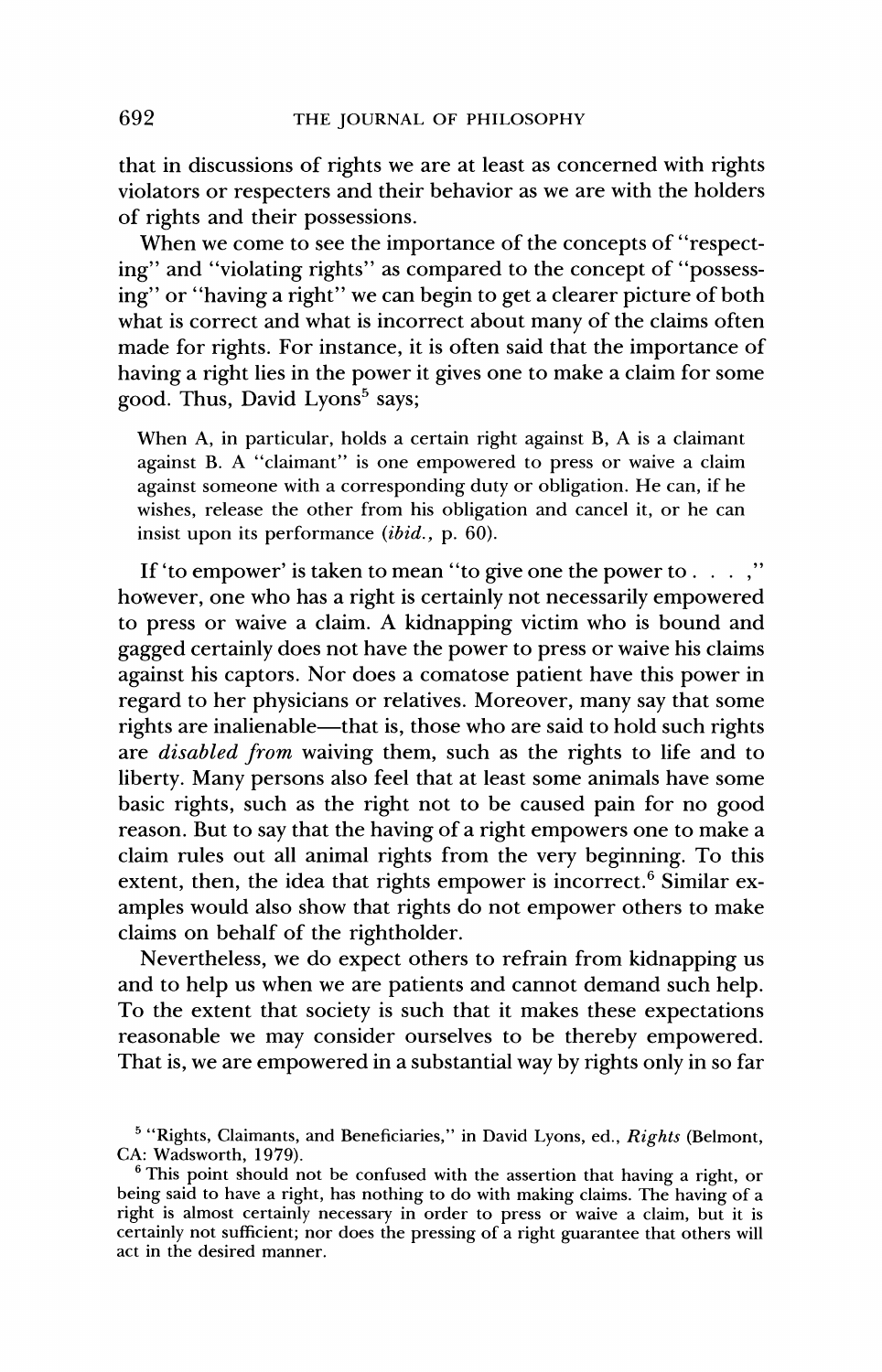that in discussions of rights we are at least as concerned with rights violators or respecters and their behavior as we are with the holders of rights and their possessions.

When we come to see the importance of the concepts of "respecting" and "violating rights" as compared to the concept of "possessing" or "having a right" we can begin to get a clearer picture of both what is correct and what is incorrect about many of the claims often made for rights. For instance, it is often said that the importance of having a right lies in the power it gives one to make a claim for some good. Thus, David Lyons[5] says;

> When A, in particular, holds a certain right against B, A is a claimant against B. A "claimant" is one empowered to press or waive a claim against someone with a corresponding duty or obligation. He can, if he wishes, release the other from his obligation and cancel it, or he can insist upon its performance (*ibid.*, p. 60).

If 'to empower' is taken to mean "to give one the power to . . . ," however, one who has a right is certainly not necessarily empowered to press or waive a claim. A kidnapping victim who is bound and gagged certainly does not have the power to press or waive his claims against his captors. Nor does a comatose patient have this power in regard to her physicians or relatives. Moreover, many say that some rights are inalienable—that is, those who are said to hold such rights are *disabled from* waiving them, such as the rights to life and to liberty. Many persons also feel that at least some animals have some basic rights, such as the right not to be caused pain for no good reason. But to say that the having of a right empowers one to make a claim rules out all animal rights from the very beginning. To this extent, then, the idea that rights empower is incorrect.[6] Similar examples would also show that rights do not empower others to make claims on behalf of the rightholder.

Nevertheless, we do expect others to refrain from kidnapping us and to help us when we are patients and cannot demand such help. To the extent that society is such that it makes these expectations reasonable we may consider ourselves to be thereby empowered. That is, we are empowered in a substantial way by rights only in so far

---

[5] "Rights, Claimants, and Beneficiaries," in David Lyons, ed., *Rights* (Belmont, CA: Wadsworth, 1979).

[6] This point should not be confused with the assertion that having a right, or being said to have a right, has nothing to do with making claims. The having of a right is almost certainly necessary in order to press or waive a claim, but it is certainly not sufficient; nor does the pressing of a right guarantee that others will act in the desired manner.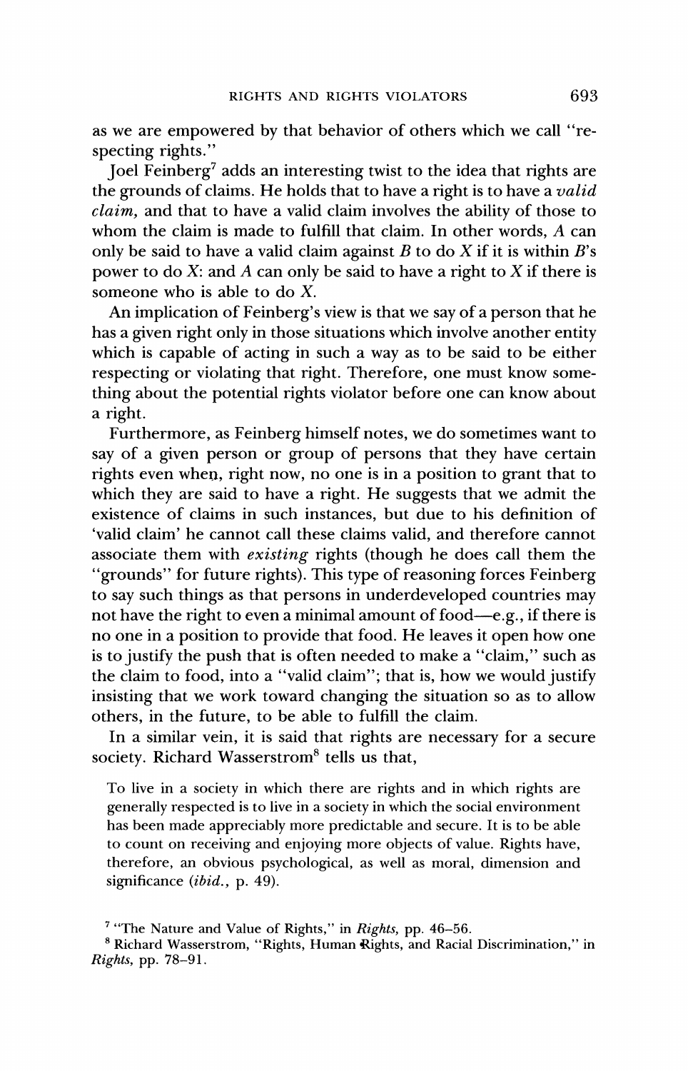as we are empowered by that behavior of others which we call "respecting rights."

Joel Feinberg[7] adds an interesting twist to the idea that rights are the grounds of claims. He holds that to have a right is to have a *valid claim,* and that to have a valid claim involves the ability of those to whom the claim is made to fulfill that claim. In other words, *A* can only be said to have a valid claim against *B* to do *X* if it is within *B*'s power to do *X*: and *A* can only be said to have a right to *X* if there is someone who is able to do *X*.

An implication of Feinberg's view is that we say of a person that he has a given right only in those situations which involve another entity which is capable of acting in such a way as to be said to be either respecting or violating that right. Therefore, one must know something about the potential rights violator before one can know about a right.

Furthermore, as Feinberg himself notes, we do sometimes want to say of a given person or group of persons that they have certain rights even when, right now, no one is in a position to grant that to which they are said to have a right. He suggests that we admit the existence of claims in such instances, but due to his definition of 'valid claim' he cannot call these claims valid, and therefore cannot associate them with *existing* rights (though he does call them the "grounds" for future rights). This type of reasoning forces Feinberg to say such things as that persons in underdeveloped countries may not have the right to even a minimal amount of food—e.g., if there is no one in a position to provide that food. He leaves it open how one is to justify the push that is often needed to make a "claim," such as the claim to food, into a "valid claim"; that is, how we would justify insisting that we work toward changing the situation so as to allow others, in the future, to be able to fulfill the claim.

In a similar vein, it is said that rights are necessary for a secure society. Richard Wasserstrom[8] tells us that,

> To live in a society in which there are rights and in which rights are generally respected is to live in a society in which the social environment has been made appreciably more predictable and secure. It is to be able to count on receiving and enjoying more objects of value. Rights have, therefore, an obvious psychological, as well as moral, dimension and significance (*ibid.,* p. 49).

[7] "The Nature and Value of Rights," in *Rights,* pp. 46–56.

[8] Richard Wasserstrom, "Rights, Human Rights, and Racial Discrimination," in *Rights,* pp. 78–91.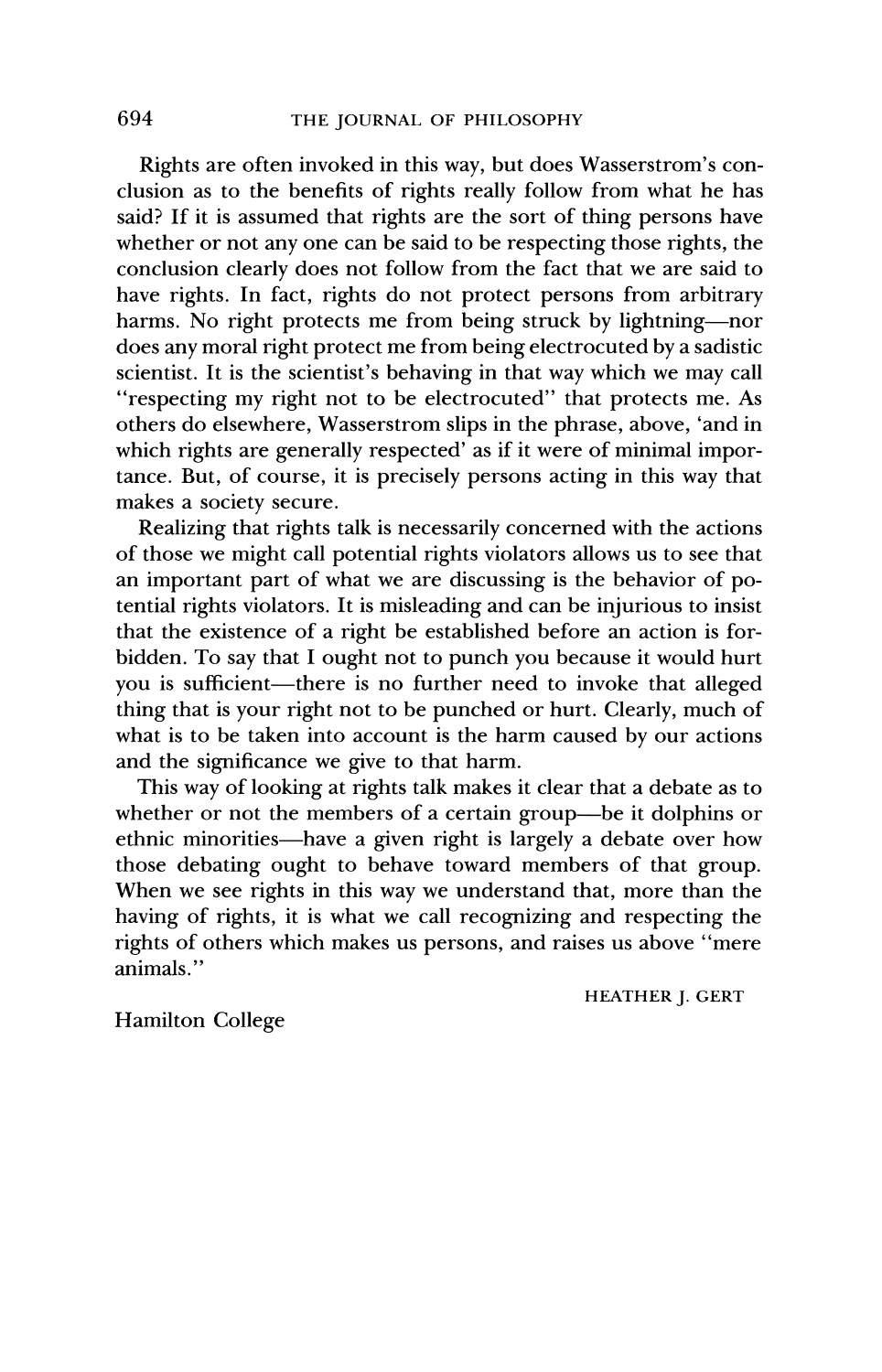Rights are often invoked in this way, but does Wasserstrom's conclusion as to the benefits of rights really follow from what he has said? If it is assumed that rights are the sort of thing persons have whether or not any one can be said to be respecting those rights, the conclusion clearly does not follow from the fact that we are said to have rights. In fact, rights do not protect persons from arbitrary harms. No right protects me from being struck by lightning—nor does any moral right protect me from being electrocuted by a sadistic scientist. It is the scientist's behaving in that way which we may call "respecting my right not to be electrocuted" that protects me. As others do elsewhere, Wasserstrom slips in the phrase, above, 'and in which rights are generally respected' as if it were of minimal importance. But, of course, it is precisely persons acting in this way that makes a society secure.

Realizing that rights talk is necessarily concerned with the actions of those we might call potential rights violators allows us to see that an important part of what we are discussing is the behavior of potential rights violators. It is misleading and can be injurious to insist that the existence of a right be established before an action is forbidden. To say that I ought not to punch you because it would hurt you is sufficient—there is no further need to invoke that alleged thing that is your right not to be punched or hurt. Clearly, much of what is to be taken into account is the harm caused by our actions and the significance we give to that harm.

This way of looking at rights talk makes it clear that a debate as to whether or not the members of a certain group—be it dolphins or ethnic minorities—have a given right is largely a debate over how those debating ought to behave toward members of that group. When we see rights in this way we understand that, more than the having of rights, it is what we call recognizing and respecting the rights of others which makes us persons, and raises us above "mere animals."

HEATHER J. GERT

Hamilton College